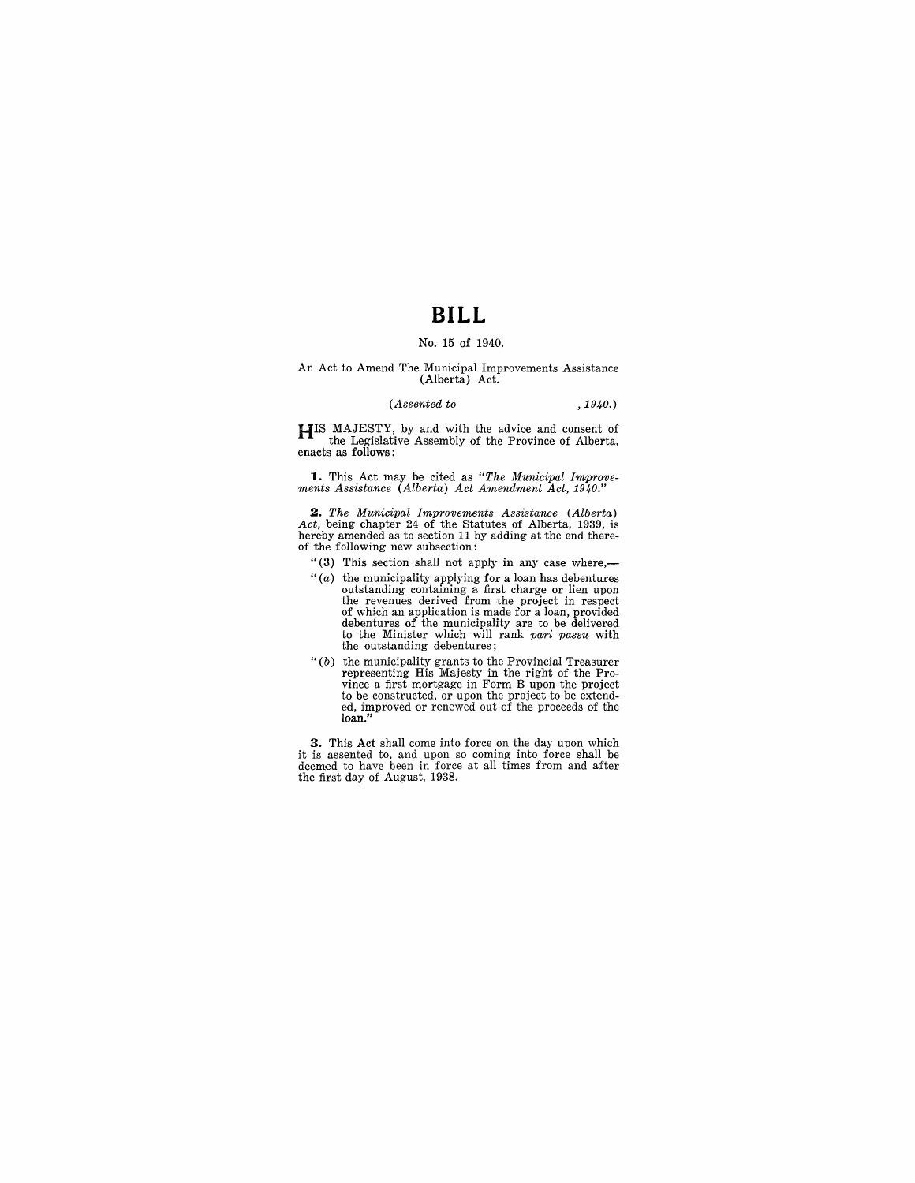# BILL

No. 15 of 1940.

An Act to Amend The Municipal Improvements Assistance (Alberta) Act.

*(Assented to , 1940.)*

HIS MAJESTY, by and with the advice and consent of the Legislative Assembly of the Province of Alberta, enacts as follows:

**1.** This Act may be cited as *"The Municipal Improvements Assistance (Alberta) Act Amendment Act, 1940."*

**2.** *The Municipal Improvements Assistance (Alberta) Act,* being chapter 24 of the Statutes of Alberta, 1939, is hereby amended as to section 11 by adding at the end thereof the following new subsection:

"(3) This section shall not apply in any case where,—

"(*a*) the municipality applying for a loan has debentures outstanding containing a first charge or lien upon the revenues derived from the project in respect of which an application is made for a loan, provided debentures of the municipality are to be delivered to the Minister which will rank *pari passu* with the outstanding debentures;

"(*b*) the municipality grants to the Provincial Treasurer representing His Majesty in the right of the Province a first mortgage in Form B upon the project to be constructed, or upon the project to be extended, improved or renewed out of the proceeds of the loan."

**3.** This Act shall come into force on the day upon which it is assented to, and upon so coming into force shall be deemed to have been in force at all times from and after the first day of August, 1938.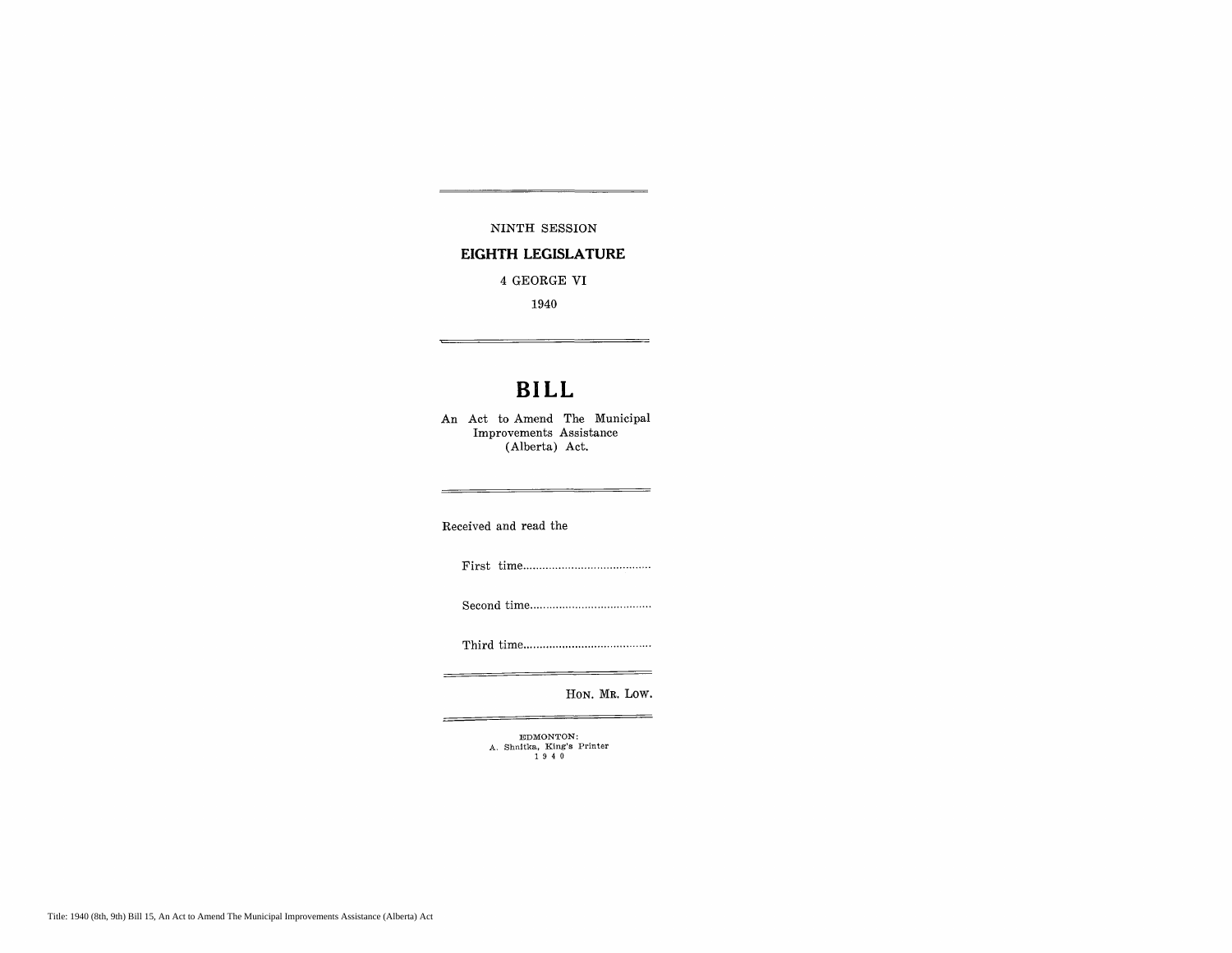NINTH SESSION

**EIGHTH LEGISLATURE**

4 GEORGE VI

1940

# BILL

An Act to Amend The Municipal Improvements Assistance (Alberta) Act.

Received and read the

First time........................................

Second time......................................

Third time........................................

HON. MR. LOW.

EDMONTON:
A. Shnitka, King's Printer
1 9 4 0

Title: 1940 (8th, 9th) Bill 15, An Act to Amend The Municipal Improvements Assistance (Alberta) Act